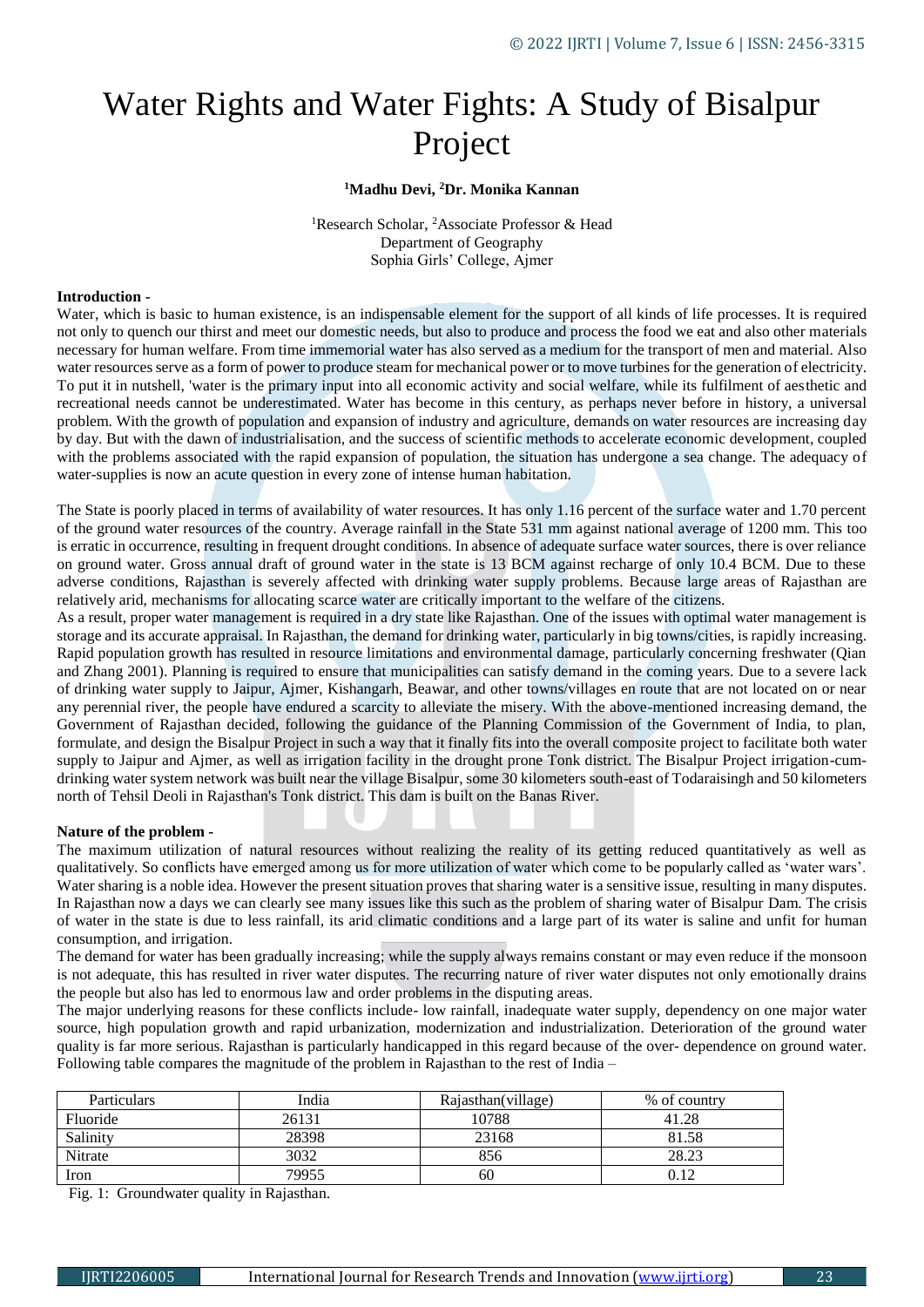# Water Rights and Water Fights: A Study of Bisalpur Project

**[1]Madhu Devi, [2]Dr. Monika Kannan**

[1]Research Scholar, [2]Associate Professor & Head
Department of Geography
Sophia Girls' College, Ajmer

### Introduction -

Water, which is basic to human existence, is an indispensable element for the support of all kinds of life processes. It is required not only to quench our thirst and meet our domestic needs, but also to produce and process the food we eat and also other materials necessary for human welfare. From time immemorial water has also served as a medium for the transport of men and material. Also water resources serve as a form of power to produce steam for mechanical power or to move turbines for the generation of electricity. To put it in nutshell, 'water is the primary input into all economic activity and social welfare, while its fulfilment of aesthetic and recreational needs cannot be underestimated. Water has become in this century, as perhaps never before in history, a universal problem. With the growth of population and expansion of industry and agriculture, demands on water resources are increasing day by day. But with the dawn of industrialisation, and the success of scientific methods to accelerate economic development, coupled with the problems associated with the rapid expansion of population, the situation has undergone a sea change. The adequacy of water-supplies is now an acute question in every zone of intense human habitation.

The State is poorly placed in terms of availability of water resources. It has only 1.16 percent of the surface water and 1.70 percent of the ground water resources of the country. Average rainfall in the State 531 mm against national average of 1200 mm. This too is erratic in occurrence, resulting in frequent drought conditions. In absence of adequate surface water sources, there is over reliance on ground water. Gross annual draft of ground water in the state is 13 BCM against recharge of only 10.4 BCM. Due to these adverse conditions, Rajasthan is severely affected with drinking water supply problems. Because large areas of Rajasthan are relatively arid, mechanisms for allocating scarce water are critically important to the welfare of the citizens.

As a result, proper water management is required in a dry state like Rajasthan. One of the issues with optimal water management is storage and its accurate appraisal. In Rajasthan, the demand for drinking water, particularly in big towns/cities, is rapidly increasing. Rapid population growth has resulted in resource limitations and environmental damage, particularly concerning freshwater (Qian and Zhang 2001). Planning is required to ensure that municipalities can satisfy demand in the coming years. Due to a severe lack of drinking water supply to Jaipur, Ajmer, Kishangarh, Beawar, and other towns/villages en route that are not located on or near any perennial river, the people have endured a scarcity to alleviate the misery. With the above-mentioned increasing demand, the Government of Rajasthan decided, following the guidance of the Planning Commission of the Government of India, to plan, formulate, and design the Bisalpur Project in such a way that it finally fits into the overall composite project to facilitate both water supply to Jaipur and Ajmer, as well as irrigation facility in the drought prone Tonk district. The Bisalpur Project irrigation-cum-drinking water system network was built near the village Bisalpur, some 30 kilometers south-east of Todaraisingh and 50 kilometers north of Tehsil Deoli in Rajasthan's Tonk district. This dam is built on the Banas River.

### Nature of the problem -

The maximum utilization of natural resources without realizing the reality of its getting reduced quantitatively as well as qualitatively. So conflicts have emerged among us for more utilization of water which come to be popularly called as 'water wars'. Water sharing is a noble idea. However the present situation proves that sharing water is a sensitive issue, resulting in many disputes. In Rajasthan now a days we can clearly see many issues like this such as the problem of sharing water of Bisalpur Dam. The crisis of water in the state is due to less rainfall, its arid climatic conditions and a large part of its water is saline and unfit for human consumption, and irrigation.

The demand for water has been gradually increasing; while the supply always remains constant or may even reduce if the monsoon is not adequate, this has resulted in river water disputes. The recurring nature of river water disputes not only emotionally drains the people but also has led to enormous law and order problems in the disputing areas.

The major underlying reasons for these conflicts include- low rainfall, inadequate water supply, dependency on one major water source, high population growth and rapid urbanization, modernization and industrialization. Deterioration of the ground water quality is far more serious. Rajasthan is particularly handicapped in this regard because of the over- dependence on ground water. Following table compares the magnitude of the problem in Rajasthan to the rest of India –

| Particulars | India | Rajasthan(village) | % of country |
|---|---|---|---|
| Fluoride | 26131 | 10788 | 41.28 |
| Salinity | 28398 | 23168 | 81.58 |
| Nitrate | 3032 | 856 | 28.23 |
| Iron | 79955 | 60 | 0.12 |

Fig. 1: Groundwater quality in Rajasthan.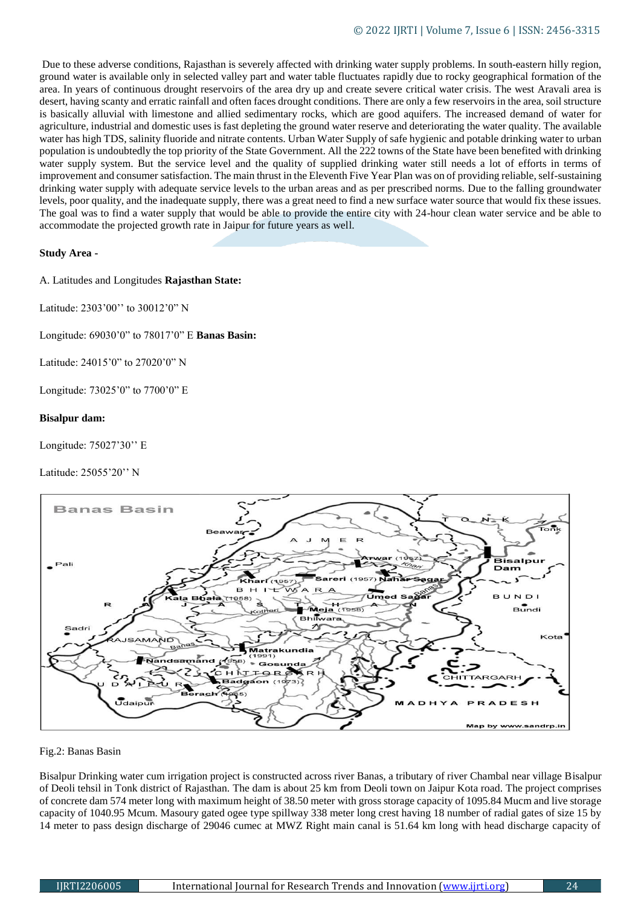Due to these adverse conditions, Rajasthan is severely affected with drinking water supply problems. In south-eastern hilly region, ground water is available only in selected valley part and water table fluctuates rapidly due to rocky geographical formation of the area. In years of continuous drought reservoirs of the area dry up and create severe critical water crisis. The west Aravali area is desert, having scanty and erratic rainfall and often faces drought conditions. There are only a few reservoirs in the area, soil structure is basically alluvial with limestone and allied sedimentary rocks, which are good aquifers. The increased demand of water for agriculture, industrial and domestic uses is fast depleting the ground water reserve and deteriorating the water quality. The available water has high TDS, salinity fluoride and nitrate contents. Urban Water Supply of safe hygienic and potable drinking water to urban population is undoubtedly the top priority of the State Government. All the 222 towns of the State have been benefited with drinking water supply system. But the service level and the quality of supplied drinking water still needs a lot of efforts in terms of improvement and consumer satisfaction. The main thrust in the Eleventh Five Year Plan was on of providing reliable, self-sustaining drinking water supply with adequate service levels to the urban areas and as per prescribed norms. Due to the falling groundwater levels, poor quality, and the inadequate supply, there was a great need to find a new surface water source that would fix these issues. The goal was to find a water supply that would be able to provide the entire city with 24-hour clean water service and be able to accommodate the projected growth rate in Jaipur for future years as well.

**Study Area -**

A. Latitudes and Longitudes **Rajasthan State:**

Latitude: 2303’00’’ to 30012’0” N

Longitude: 69030’0” to 78017’0” E **Banas Basin:**

Latitude: 24015’0” to 27020’0” N

Longitude: 73025’0” to 7700’0” E

**Bisalpur dam:**

Longitude: 75027’30’’ E

Latitude: 25055’20’’ N

Fig.2: Banas Basin

Bisalpur Drinking water cum irrigation project is constructed across river Banas, a tributary of river Chambal near village Bisalpur of Deoli tehsil in Tonk district of Rajasthan. The dam is about 25 km from Deoli town on Jaipur Kota road. The project comprises of concrete dam 574 meter long with maximum height of 38.50 meter with gross storage capacity of 1095.84 Mucm and live storage capacity of 1040.95 Mcum. Masoury gated ogee type spillway 338 meter long crest having 18 number of radial gates of size 15 by 14 meter to pass design discharge of 29046 cumec at MWZ Right main canal is 51.64 km long with head discharge capacity of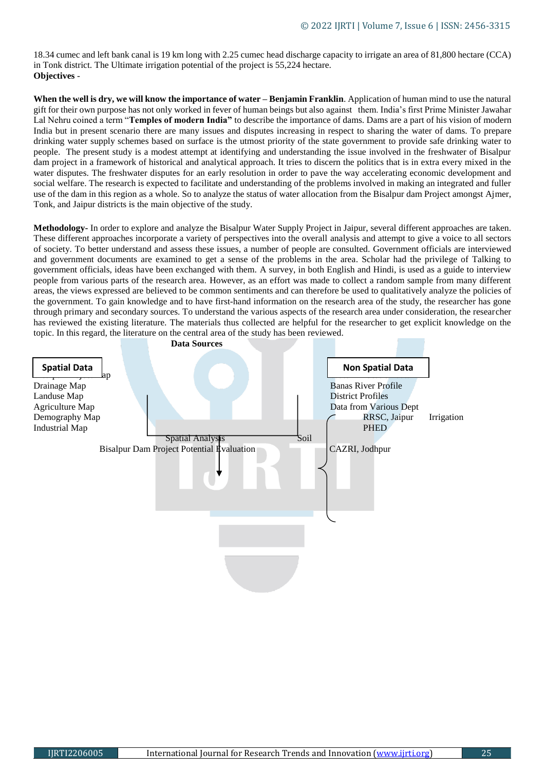18.34 cumec and left bank canal is 19 km long with 2.25 cumec head discharge capacity to irrigate an area of 81,800 hectare (CCA) in Tonk district. The Ultimate irrigation potential of the project is 55,224 hectare.

**Objectives** -

**When the well is dry, we will know the importance of water – Benjamin Franklin**. Application of human mind to use the natural gift for their own purpose has not only worked in fever of human beings but also against them. India's first Prime Minister Jawahar Lal Nehru coined a term "**Temples of modern India"** to describe the importance of dams. Dams are a part of his vision of modern India but in present scenario there are many issues and disputes increasing in respect to sharing the water of dams. To prepare drinking water supply schemes based on surface is the utmost priority of the state government to provide safe drinking water to people. The present study is a modest attempt at identifying and understanding the issue involved in the freshwater of Bisalpur dam project in a framework of historical and analytical approach. It tries to discern the politics that is in extra every mixed in the water disputes. The freshwater disputes for an early resolution in order to pave the way accelerating economic development and social welfare. The research is expected to facilitate and understanding of the problems involved in making an integrated and fuller use of the dam in this region as a whole. So to analyze the status of water allocation from the Bisalpur dam Project amongst Ajmer, Tonk, and Jaipur districts is the main objective of the study.

**Methodology-** In order to explore and analyze the Bisalpur Water Supply Project in Jaipur, several different approaches are taken. These different approaches incorporate a variety of perspectives into the overall analysis and attempt to give a voice to all sectors of society. To better understand and assess these issues, a number of people are consulted. Government officials are interviewed and government documents are examined to get a sense of the problems in the area. Scholar had the privilege of Talking to government officials, ideas have been exchanged with them. A survey, in both English and Hindi, is used as a guide to interview people from various parts of the research area. However, as an effort was made to collect a random sample from many different areas, the views expressed are believed to be common sentiments and can therefore be used to qualitatively analyze the policies of the government. To gain knowledge and to have first-hand information on the research area of the study, the researcher has gone through primary and secondary sources. To understand the various aspects of the research area under consideration, the researcher has reviewed the existing literature. The materials thus collected are helpful for the researcher to get explicit knowledge on the topic. In this regard, the literature on the central area of the study has been reviewed.

**Data Sources**

**Spatial Data**

ap

Drainage Map

Landuse Map

Agriculture Map

Demography Map

Industrial Map

**Non Spatial Data**

Banas River Profile

District Profiles

Data from Various Dept

RRSC, Jaipur Irrigation

PHED

Soil

CAZRI, Jodhpur

Spatial Analysis

Bisalpur Dam Project Potential Evaluation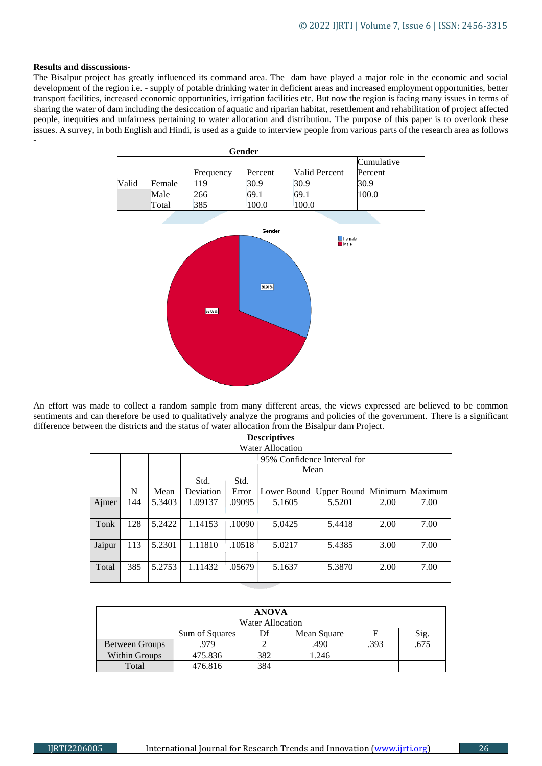**Results and disscussions-**

The Bisalpur project has greatly influenced its command area. The dam have played a major role in the economic and social development of the region i.e. - supply of potable drinking water in deficient areas and increased employment opportunities, better transport facilities, increased economic opportunities, irrigation facilities etc. But now the region is facing many issues in terms of sharing the water of dam including the desiccation of aquatic and riparian habitat, resettlement and rehabilitation of project affected people, inequities and unfairness pertaining to water allocation and distribution. The purpose of this paper is to overlook these issues. A survey, in both English and Hindi, is used as a guide to interview people from various parts of the research area as follows -

| Gender | | | | | |
|---|---|---|---|---|---|
| | | Frequency | Percent | Valid Percent | Cumulative Percent |
| Valid | Female | 119 | 30.9 | 30.9 | 30.9 |
| | Male | 266 | 69.1 | 69.1 | 100.0 |
| | Total | 385 | 100.0 | 100.0 | |

Gender

Female
Male

30.91%

69.09%

An effort was made to collect a random sample from many different areas, the views expressed are believed to be common sentiments and can therefore be used to qualitatively analyze the programs and policies of the government. There is a significant difference between the districts and the status of water allocation from the Bisalpur dam Project.

**Descriptives**

Water Allocation

| | N | Mean | Std. Deviation | Std. Error | 95% Confidence Interval for Mean | | Minimum | Maximum |
|---|---|---|---|---|---|---|---|---|
| | | | | | Lower Bound | Upper Bound | | |
| Ajmer | 144 | 5.3403 | 1.09137 | .09095 | 5.1605 | 5.5201 | 2.00 | 7.00 |
| Tonk | 128 | 5.2422 | 1.14153 | .10090 | 5.0425 | 5.4418 | 2.00 | 7.00 |
| Jaipur | 113 | 5.2301 | 1.11810 | .10518 | 5.0217 | 5.4385 | 3.00 | 7.00 |
| Total | 385 | 5.2753 | 1.11432 | .05679 | 5.1637 | 5.3870 | 2.00 | 7.00 |

**ANOVA**

Water Allocation

| | Sum of Squares | Df | Mean Square | F | Sig. |
|---|---|---|---|---|---|
| Between Groups | .979 | 2 | .490 | .393 | .675 |
| Within Groups | 475.836 | 382 | 1.246 | | |
| Total | 476.816 | 384 | | | |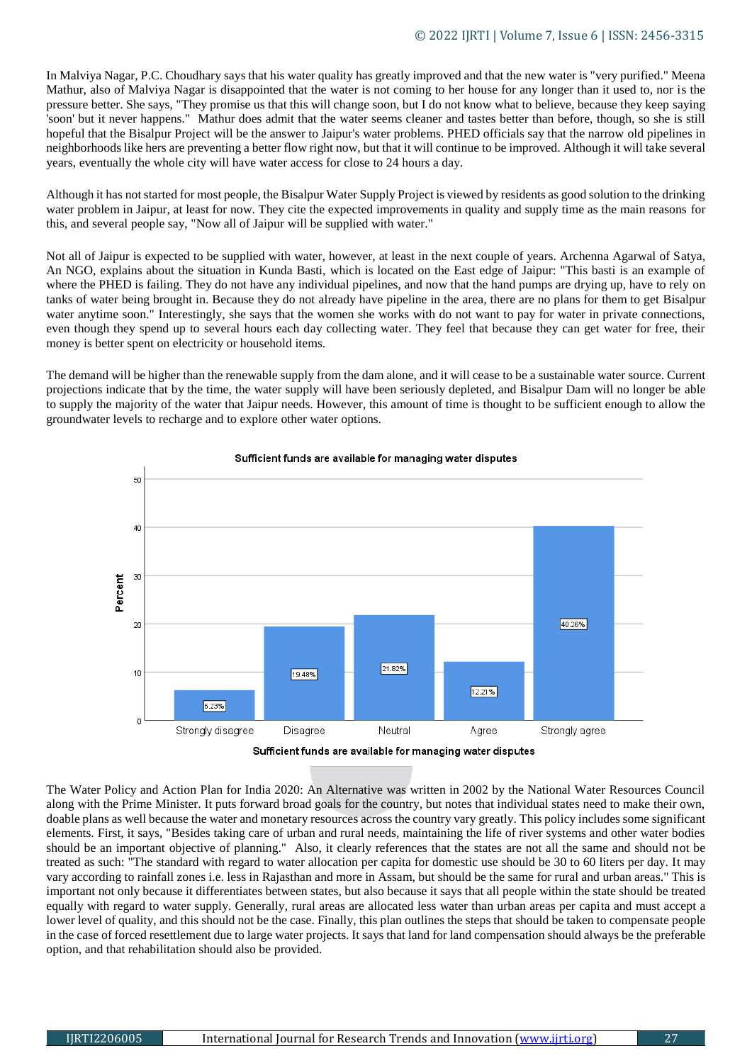In Malviya Nagar, P.C. Choudhary says that his water quality has greatly improved and that the new water is "very purified." Meena Mathur, also of Malviya Nagar is disappointed that the water is not coming to her house for any longer than it used to, nor is the pressure better. She says, "They promise us that this will change soon, but I do not know what to believe, because they keep saying 'soon' but it never happens." Mathur does admit that the water seems cleaner and tastes better than before, though, so she is still hopeful that the Bisalpur Project will be the answer to Jaipur's water problems. PHED officials say that the narrow old pipelines in neighborhoods like hers are preventing a better flow right now, but that it will continue to be improved. Although it will take several years, eventually the whole city will have water access for close to 24 hours a day.

Although it has not started for most people, the Bisalpur Water Supply Project is viewed by residents as good solution to the drinking water problem in Jaipur, at least for now. They cite the expected improvements in quality and supply time as the main reasons for this, and several people say, "Now all of Jaipur will be supplied with water."

Not all of Jaipur is expected to be supplied with water, however, at least in the next couple of years. Archenna Agarwal of Satya, An NGO, explains about the situation in Kunda Basti, which is located on the East edge of Jaipur: "This basti is an example of where the PHED is failing. They do not have any individual pipelines, and now that the hand pumps are drying up, have to rely on tanks of water being brought in. Because they do not already have pipeline in the area, there are no plans for them to get Bisalpur water anytime soon." Interestingly, she says that the women she works with do not want to pay for water in private connections, even though they spend up to several hours each day collecting water. They feel that because they can get water for free, their money is better spent on electricity or household items.

The demand will be higher than the renewable supply from the dam alone, and it will cease to be a sustainable water source. Current projections indicate that by the time, the water supply will have been seriously depleted, and Bisalpur Dam will no longer be able to supply the majority of the water that Jaipur needs. However, this amount of time is thought to be sufficient enough to allow the groundwater levels to recharge and to explore other water options.

**Sufficient funds are available for managing water disputes**

| Sufficient funds are available for managing water disputes | Percent |
|---|---|
| Strongly disagree | 6.23% |
| Disagree | 19.48% |
| Neutral | 21.82% |
| Agree | 12.21% |
| Strongly agree | 40.26% |

The Water Policy and Action Plan for India 2020: An Alternative was written in 2002 by the National Water Resources Council along with the Prime Minister. It puts forward broad goals for the country, but notes that individual states need to make their own, doable plans as well because the water and monetary resources across the country vary greatly. This policy includes some significant elements. First, it says, "Besides taking care of urban and rural needs, maintaining the life of river systems and other water bodies should be an important objective of planning." Also, it clearly references that the states are not all the same and should not be treated as such: "The standard with regard to water allocation per capita for domestic use should be 30 to 60 liters per day. It may vary according to rainfall zones i.e. less in Rajasthan and more in Assam, but should be the same for rural and urban areas." This is important not only because it differentiates between states, but also because it says that all people within the state should be treated equally with regard to water supply. Generally, rural areas are allocated less water than urban areas per capita and must accept a lower level of quality, and this should not be the case. Finally, this plan outlines the steps that should be taken to compensate people in the case of forced resettlement due to large water projects. It says that land for land compensation should always be the preferable option, and that rehabilitation should also be provided.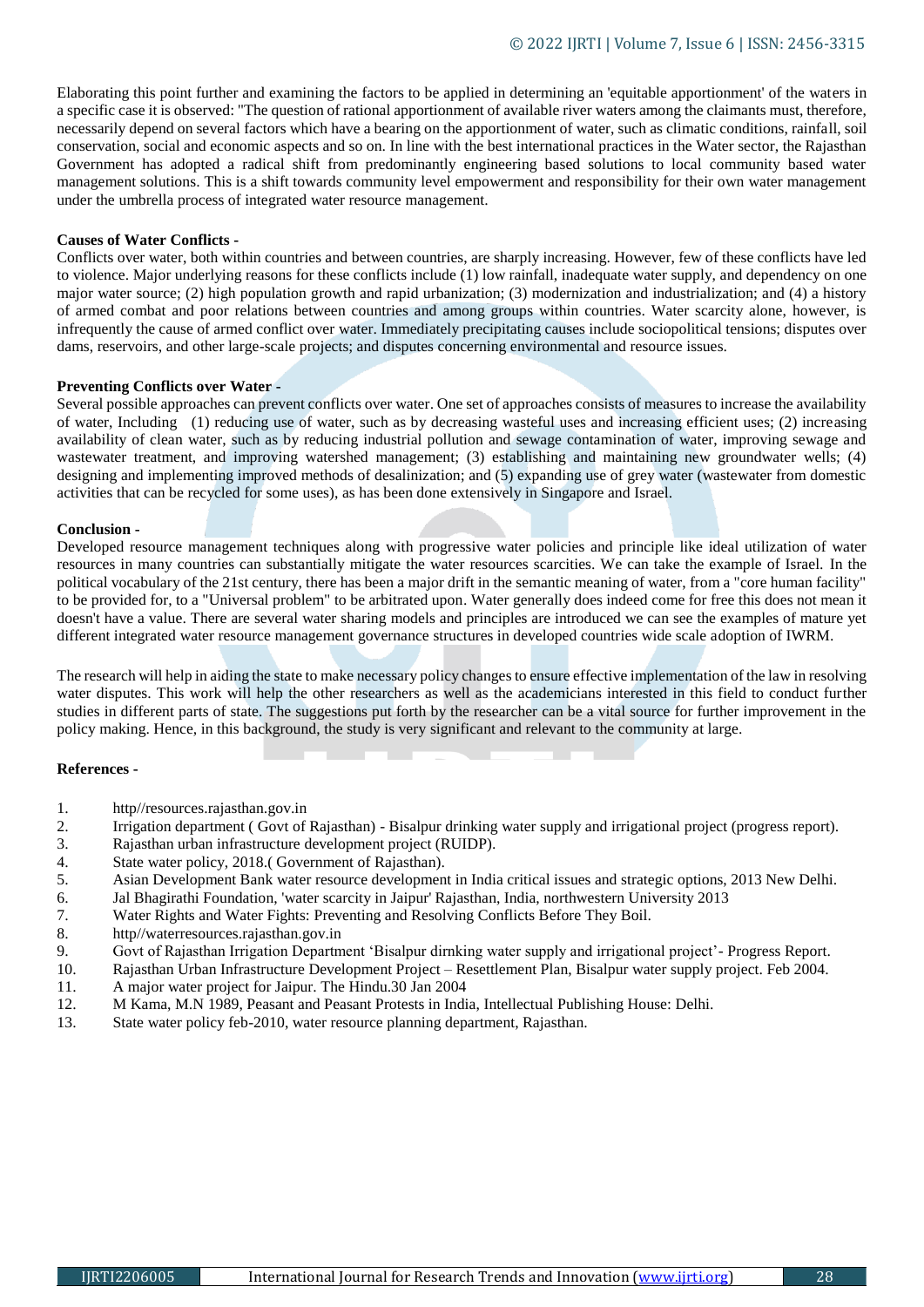Elaborating this point further and examining the factors to be applied in determining an 'equitable apportionment' of the waters in a specific case it is observed: "The question of rational apportionment of available river waters among the claimants must, therefore, necessarily depend on several factors which have a bearing on the apportionment of water, such as climatic conditions, rainfall, soil conservation, social and economic aspects and so on. In line with the best international practices in the Water sector, the Rajasthan Government has adopted a radical shift from predominantly engineering based solutions to local community based water management solutions. This is a shift towards community level empowerment and responsibility for their own water management under the umbrella process of integrated water resource management.

**Causes of Water Conflicts -**

Conflicts over water, both within countries and between countries, are sharply increasing. However, few of these conflicts have led to violence. Major underlying reasons for these conflicts include (1) low rainfall, inadequate water supply, and dependency on one major water source; (2) high population growth and rapid urbanization; (3) modernization and industrialization; and (4) a history of armed combat and poor relations between countries and among groups within countries. Water scarcity alone, however, is infrequently the cause of armed conflict over water. Immediately precipitating causes include sociopolitical tensions; disputes over dams, reservoirs, and other large-scale projects; and disputes concerning environmental and resource issues.

**Preventing Conflicts over Water -**

Several possible approaches can prevent conflicts over water. One set of approaches consists of measures to increase the availability of water, Including (1) reducing use of water, such as by decreasing wasteful uses and increasing efficient uses; (2) increasing availability of clean water, such as by reducing industrial pollution and sewage contamination of water, improving sewage and wastewater treatment, and improving watershed management; (3) establishing and maintaining new groundwater wells; (4) designing and implementing improved methods of desalinization; and (5) expanding use of grey water (wastewater from domestic activities that can be recycled for some uses), as has been done extensively in Singapore and Israel.

**Conclusion -**

Developed resource management techniques along with progressive water policies and principle like ideal utilization of water resources in many countries can substantially mitigate the water resources scarcities. We can take the example of Israel. In the political vocabulary of the 21st century, there has been a major drift in the semantic meaning of water, from a "core human facility" to be provided for, to a "Universal problem" to be arbitrated upon. Water generally does indeed come for free this does not mean it doesn't have a value. There are several water sharing models and principles are introduced we can see the examples of mature yet different integrated water resource management governance structures in developed countries wide scale adoption of IWRM.

The research will help in aiding the state to make necessary policy changes to ensure effective implementation of the law in resolving water disputes. This work will help the other researchers as well as the academicians interested in this field to conduct further studies in different parts of state. The suggestions put forth by the researcher can be a vital source for further improvement in the policy making. Hence, in this background, the study is very significant and relevant to the community at large.

**References -**

1. http//resources.rajasthan.gov.in
2. Irrigation department ( Govt of Rajasthan) - Bisalpur drinking water supply and irrigational project (progress report).
3. Rajasthan urban infrastructure development project (RUIDP).
4. State water policy, 2018.( Government of Rajasthan).
5. Asian Development Bank water resource development in India critical issues and strategic options, 2013 New Delhi.
6. Jal Bhagirathi Foundation, 'water scarcity in Jaipur' Rajasthan, India, northwestern University 2013
7. Water Rights and Water Fights: Preventing and Resolving Conflicts Before They Boil.
8. http//waterresources.rajasthan.gov.in
9. Govt of Rajasthan Irrigation Department 'Bisalpur dirnking water supply and irrigational project'- Progress Report.
10. Rajasthan Urban Infrastructure Development Project – Resettlement Plan, Bisalpur water supply project. Feb 2004.
11. A major water project for Jaipur. The Hindu.30 Jan 2004
12. M Kama, M.N 1989, Peasant and Peasant Protests in India, Intellectual Publishing House: Delhi.
13. State water policy feb-2010, water resource planning department, Rajasthan.